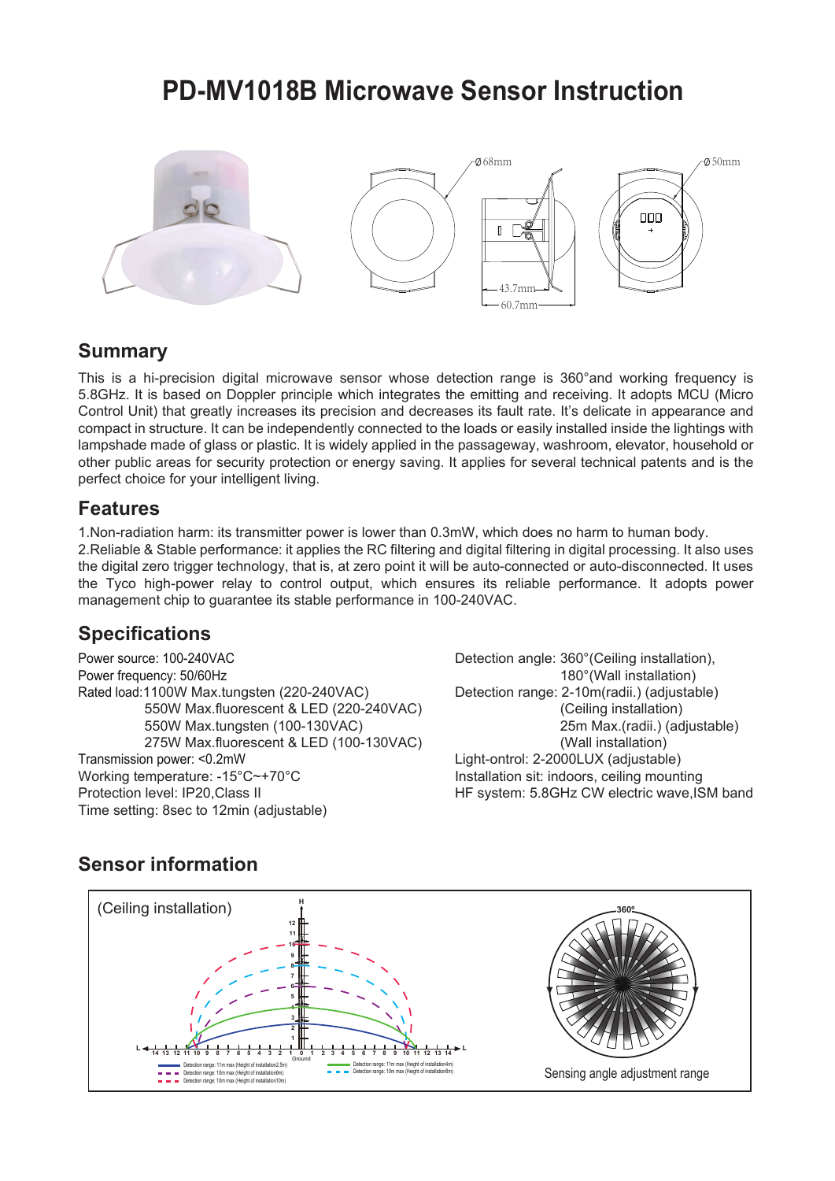# PD-MV1018B Microwave Sensor Instruction

## Summary

This is a hi-precision digital microwave sensor whose detection range is 360°and working frequency is 5.8GHz. It is based on Doppler principle which integrates the emitting and receiving. It adopts MCU (Micro Control Unit) that greatly increases its precision and decreases its fault rate. It's delicate in appearance and compact in structure. It can be independently connected to the loads or easily installed inside the lightings with lampshade made of glass or plastic. It is widely applied in the passageway, washroom, elevator, household or other public areas for security protection or energy saving. It applies for several technical patents and is the perfect choice for your intelligent living.

## Features

1.Non-radiation harm: its transmitter power is lower than 0.3mW, which does no harm to human body.
2.Reliable & Stable performance: it applies the RC filtering and digital filtering in digital processing. It also uses the digital zero trigger technology, that is, at zero point it will be auto-connected or auto-disconnected. It uses the Tyco high-power relay to control output, which ensures its reliable performance. It adopts power management chip to guarantee its stable performance in 100-240VAC.

## Specifications

Power source: 100-240VAC
Power frequency: 50/60Hz
Rated load:1100W Max.tungsten (220-240VAC)
550W Max.fluorescent & LED (220-240VAC)
550W Max.tungsten (100-130VAC)
275W Max.fluorescent & LED (100-130VAC)
Transmission power: <0.2mW
Working temperature: -15°C~+70°C
Protection level: IP20,Class II
Time setting: 8sec to 12min (adjustable)

Detection angle: 360°(Ceiling installation),
180°(Wall installation)
Detection range: 2-10m(radii.) (adjustable)
(Ceiling installation)
25m Max.(radii.) (adjustable)
(Wall installation)
Light-ontrol: 2-2000LUX (adjustable)
Installation sit: indoors, ceiling mounting
HF system: 5.8GHz CW electric wave,ISM band

## Sensor information

(Ceiling installation)

Sensing angle adjustment range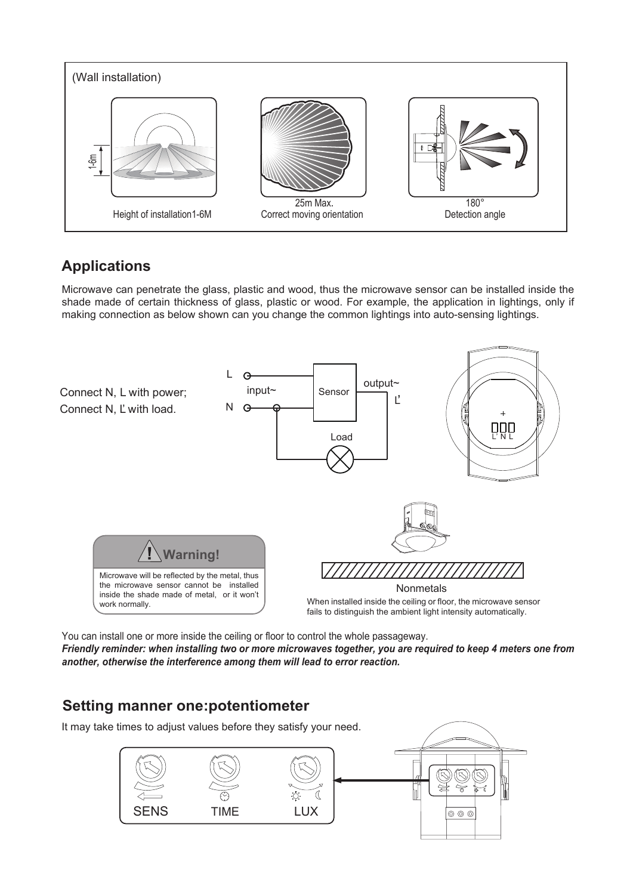(Wall installation)

1-6m

Height of installation1-6M

25m Max.
Correct moving orientation

180°
Detection angle

## Applications

Microwave can penetrate the glass, plastic and wood, thus the microwave sensor can be installed inside the shade made of certain thickness of glass, plastic or wood. For example, the application in lightings, only if making connection as below shown can you change the common lightings into auto-sensing lightings.

Connect N, L with power;
Connect N, L' with load.

L
N
input~
Sensor
output~
L'
Load

L' N L

**Warning!**

Microwave will be reflected by the metal, thus the microwave sensor cannot be installed inside the shade made of metal, or it won't work normally.

Nonmetals

When installed inside the ceiling or floor, the microwave sensor fails to distinguish the ambient light intensity automatically.

You can install one or more inside the ceiling or floor to control the whole passageway.

***Friendly reminder: when installing two or more microwaves together, you are required to keep 4 meters one from another, otherwise the interference among them will lead to error reaction.***

## Setting manner one:potentiometer

It may take times to adjust values before they satisfy your need.

SENS TIME LUX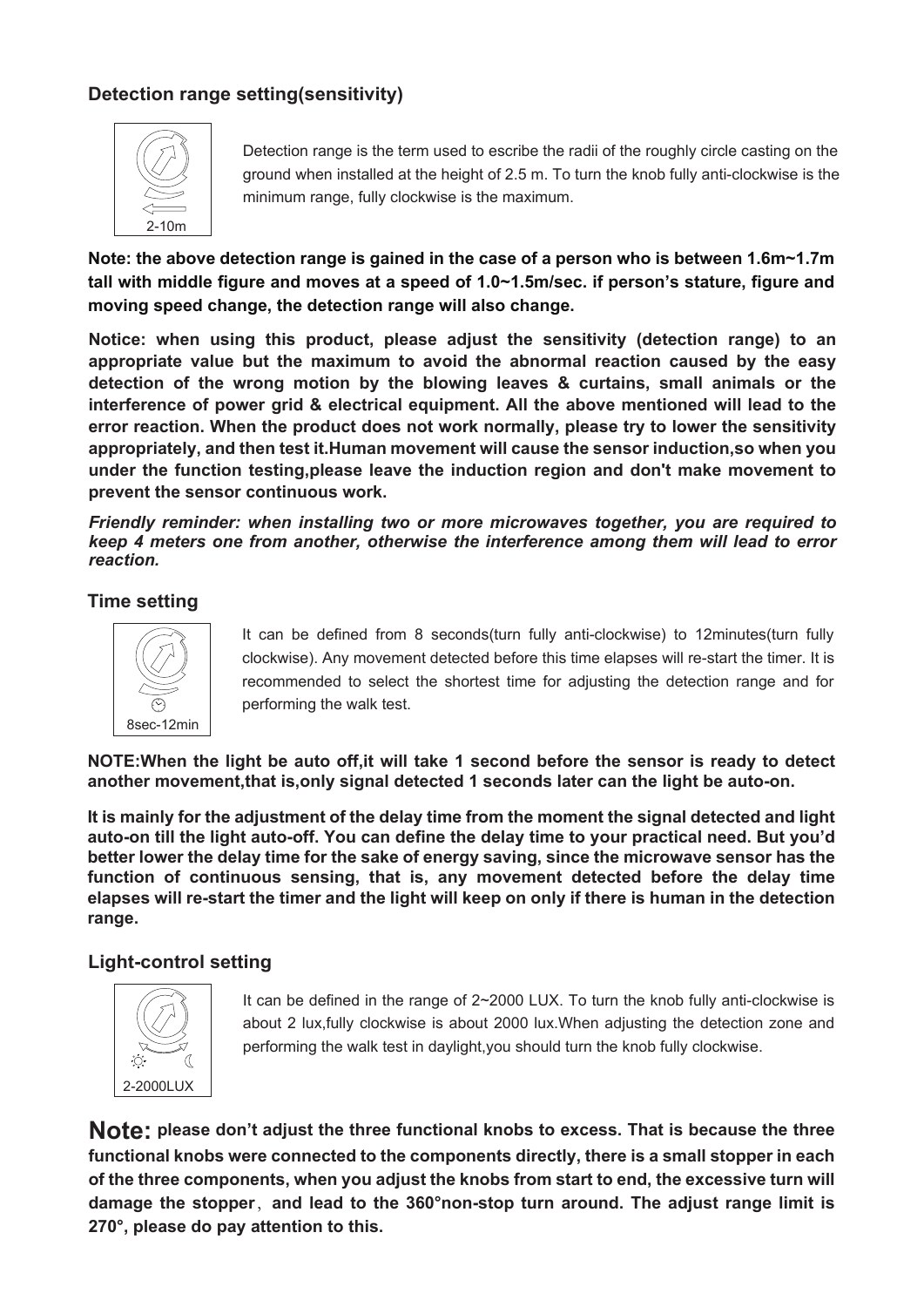## Detection range setting(sensitivity)

2-10m

Detection range is the term used to escribe the radii of the roughly circle casting on the ground when installed at the height of 2.5 m. To turn the knob fully anti-clockwise is the minimum range, fully clockwise is the maximum.

**Note: the above detection range is gained in the case of a person who is between 1.6m~1.7m tall with middle figure and moves at a speed of 1.0~1.5m/sec. if person's stature, figure and moving speed change, the detection range will also change.**

**Notice: when using this product, please adjust the sensitivity (detection range) to an appropriate value but the maximum to avoid the abnormal reaction caused by the easy detection of the wrong motion by the blowing leaves & curtains, small animals or the interference of power grid & electrical equipment. All the above mentioned will lead to the error reaction. When the product does not work normally, please try to lower the sensitivity appropriately, and then test it.Human movement will cause the sensor induction,so when you under the function testing,please leave the induction region and don't make movement to prevent the sensor continuous work.**

***Friendly reminder: when installing two or more microwaves together, you are required to keep 4 meters one from another, otherwise the interference among them will lead to error reaction.***

## Time setting

8sec-12min

It can be defined from 8 seconds(turn fully anti-clockwise) to 12minutes(turn fully clockwise). Any movement detected before this time elapses will re-start the timer. It is recommended to select the shortest time for adjusting the detection range and for performing the walk test.

**NOTE:When the light be auto off,it will take 1 second before the sensor is ready to detect another movement,that is,only signal detected 1 seconds later can the light be auto-on.**

**It is mainly for the adjustment of the delay time from the moment the signal detected and light auto-on till the light auto-off. You can define the delay time to your practical need. But you'd better lower the delay time for the sake of energy saving, since the microwave sensor has the function of continuous sensing, that is, any movement detected before the delay time elapses will re-start the timer and the light will keep on only if there is human in the detection range.**

## Light-control setting

2-2000LUX

It can be defined in the range of 2~2000 LUX. To turn the knob fully anti-clockwise is about 2 lux,fully clockwise is about 2000 lux.When adjusting the detection zone and performing the walk test in daylight,you should turn the knob fully clockwise.

**Note: please don't adjust the three functional knobs to excess. That is because the three functional knobs were connected to the components directly, there is a small stopper in each of the three components, when you adjust the knobs from start to end, the excessive turn will damage the stopper, and lead to the 360°non-stop turn around. The adjust range limit is 270°, please do pay attention to this.**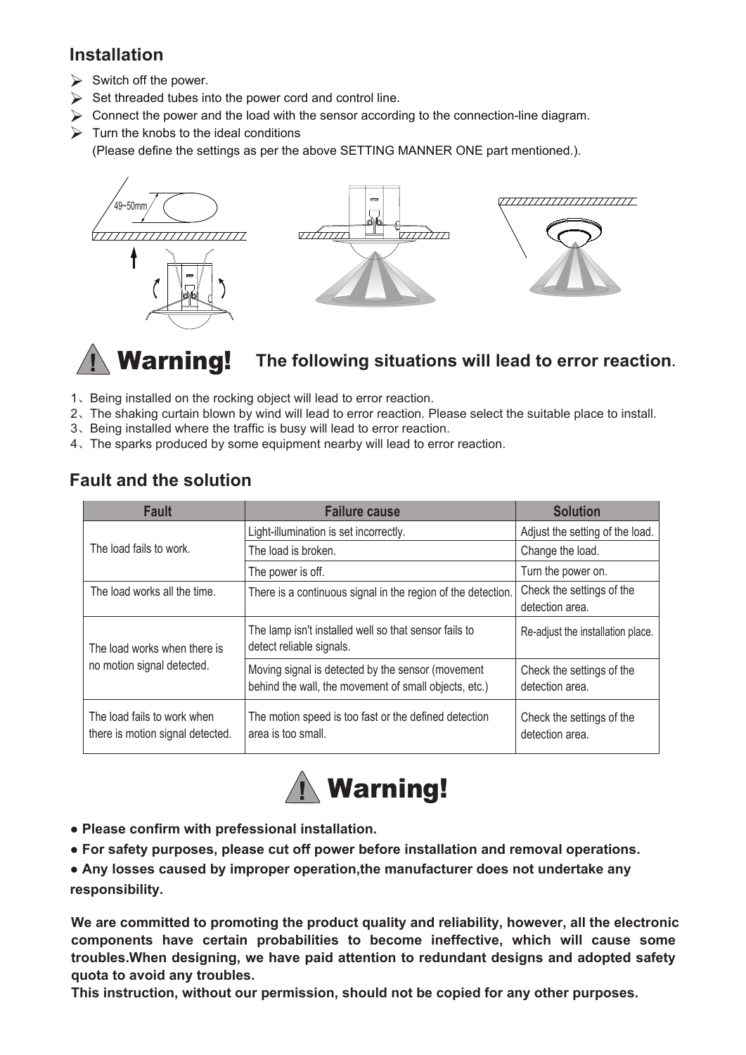## Installation

- Switch off the power.
- Set threaded tubes into the power cord and control line.
- Connect the power and the load with the sensor according to the connection-line diagram.
- Turn the knobs to the ideal conditions
  (Please define the settings as per the above SETTING MANNER ONE part mentioned.).

49~50mm

## ⚠ Warning! The following situations will lead to error reaction.

1、Being installed on the rocking object will lead to error reaction.
2、The shaking curtain blown by wind will lead to error reaction. Please select the suitable place to install.
3、Being installed where the traffic is busy will lead to error reaction.
4、The sparks produced by some equipment nearby will lead to error reaction.

## Fault and the solution

| Fault | Failure cause | Solution |
|---|---|---|
| The load fails to work. | Light-illumination is set incorrectly. | Adjust the setting of the load. |
| | The load is broken. | Change the load. |
| | The power is off. | Turn the power on. |
| The load works all the time. | There is a continuous signal in the region of the detection. | Check the settings of the detection area. |
| The load works when there is no motion signal detected. | The lamp isn't installed well so that sensor fails to detect reliable signals. | Re-adjust the installation place. |
| | Moving signal is detected by the sensor (movement behind the wall, the movement of small objects, etc.) | Check the settings of the detection area. |
| The load fails to work when there is motion signal detected. | The motion speed is too fast or the defined detection area is too small. | Check the settings of the detection area. |

## ⚠ Warning!

- **Please confirm with prefessional installation.**
- **For safety purposes, please cut off power before installation and removal operations.**
- **Any losses caused by improper operation,the manufacturer does not undertake any responsibility.**

**We are committed to promoting the product quality and reliability, however, all the electronic components have certain probabilities to become ineffective, which will cause some troubles.When designing, we have paid attention to redundant designs and adopted safety quota to avoid any troubles.**

**This instruction, without our permission, should not be copied for any other purposes.**